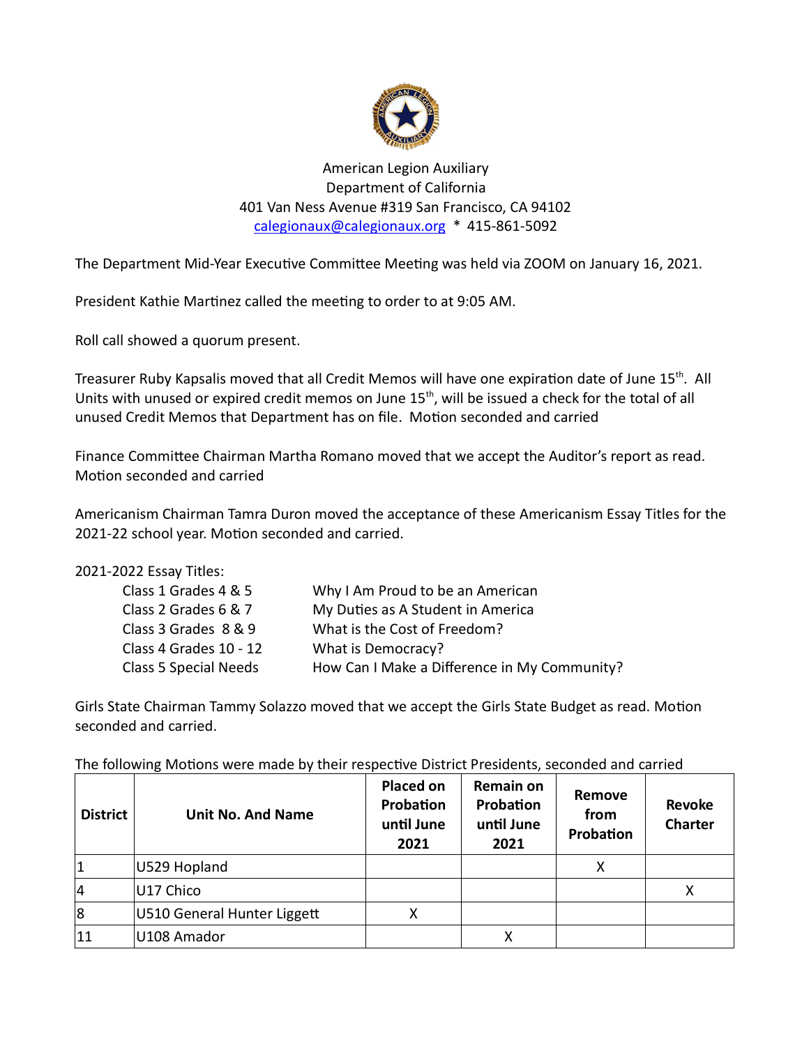American Legion Auxiliary
Department of California
401 Van Ness Avenue #319 San Francisco, CA 94102
calegionaux@calegionaux.org * 415-861-5092

The Department Mid-Year Executive Committee Meeting was held via ZOOM on January 16, 2021.

President Kathie Martinez called the meeting to order to at 9:05 AM.

Roll call showed a quorum present.

Treasurer Ruby Kapsalis moved that all Credit Memos will have one expiration date of June 15th. All Units with unused or expired credit memos on June 15th, will be issued a check for the total of all unused Credit Memos that Department has on file. Motion seconded and carried

Finance Committee Chairman Martha Romano moved that we accept the Auditor's report as read. Motion seconded and carried

Americanism Chairman Tamra Duron moved the acceptance of these Americanism Essay Titles for the 2021-22 school year. Motion seconded and carried.

2021-2022 Essay Titles:

| | |
|---|---|
| Class 1 Grades 4 & 5 | Why I Am Proud to be an American |
| Class 2 Grades 6 & 7 | My Duties as A Student in America |
| Class 3 Grades 8 & 9 | What is the Cost of Freedom? |
| Class 4 Grades 10 - 12 | What is Democracy? |
| Class 5 Special Needs | How Can I Make a Difference in My Community? |

Girls State Chairman Tammy Solazzo moved that we accept the Girls State Budget as read. Motion seconded and carried.

The following Motions were made by their respective District Presidents, seconded and carried

| District | Unit No. And Name | Placed on Probation until June 2021 | Remain on Probation until June 2021 | Remove from Probation | Revoke Charter |
|---|---|---|---|---|---|
| 1 | U529 Hopland | | | X | |
| 4 | U17 Chico | | | | X |
| 8 | U510 General Hunter Liggett | X | | | |
| 11 | U108 Amador | | X | | |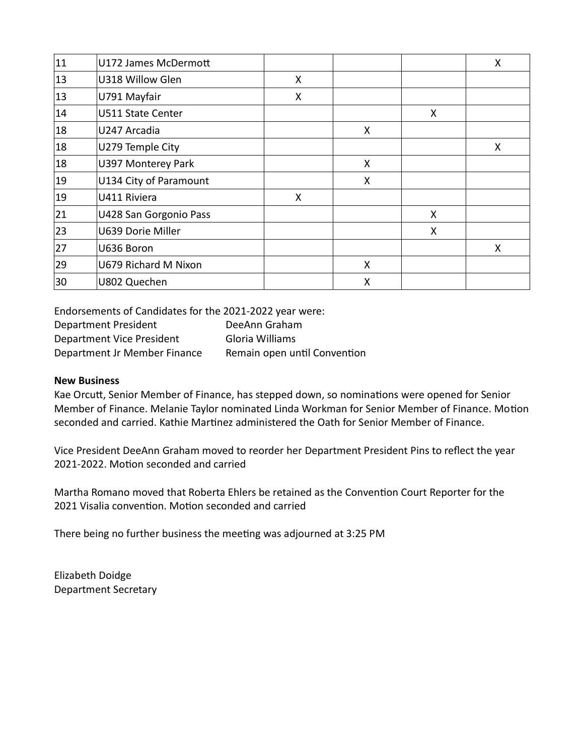| | | | | | |
|---|---|---|---|---|---|
| 11 | U172 James McDermott | | | | X |
| 13 | U318 Willow Glen | X | | | |
| 13 | U791 Mayfair | X | | | |
| 14 | U511 State Center | | | X | |
| 18 | U247 Arcadia | | X | | |
| 18 | U279 Temple City | | | | X |
| 18 | U397 Monterey Park | | X | | |
| 19 | U134 City of Paramount | | X | | |
| 19 | U411 Riviera | X | | | |
| 21 | U428 San Gorgonio Pass | | | X | |
| 23 | U639 Dorie Miller | | | X | |
| 27 | U636 Boron | | | | X |
| 29 | U679 Richard M Nixon | | X | | |
| 30 | U802 Quechen | | X | | |

Endorsements of Candidates for the 2021-2022 year were:

| | |
|---|---|
| Department President | DeeAnn Graham |
| Department Vice President | Gloria Williams |
| Department Jr Member Finance | Remain open until Convention |

**New Business**

Kae Orcutt, Senior Member of Finance, has stepped down, so nominations were opened for Senior Member of Finance. Melanie Taylor nominated Linda Workman for Senior Member of Finance. Motion seconded and carried. Kathie Martinez administered the Oath for Senior Member of Finance.

Vice President DeeAnn Graham moved to reorder her Department President Pins to reflect the year 2021-2022. Motion seconded and carried

Martha Romano moved that Roberta Ehlers be retained as the Convention Court Reporter for the 2021 Visalia convention. Motion seconded and carried

There being no further business the meeting was adjourned at 3:25 PM

Elizabeth Doidge
Department Secretary